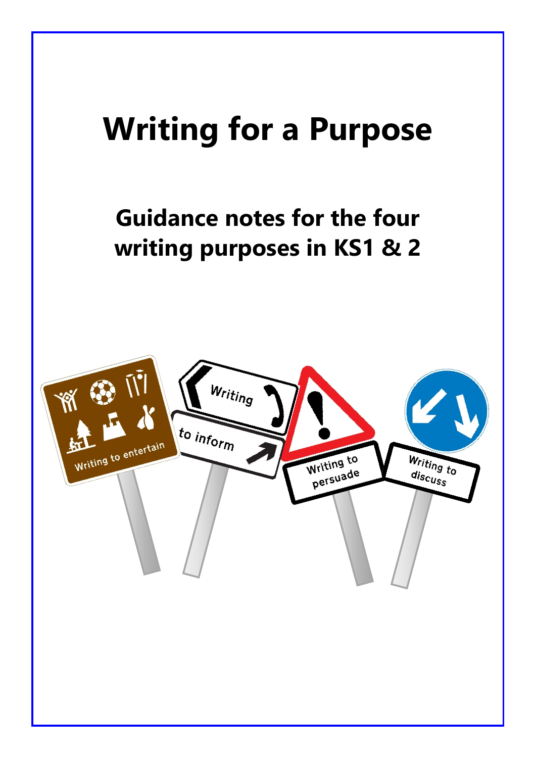# Writing for a Purpose

## Guidance notes for the four writing purposes in KS1 & 2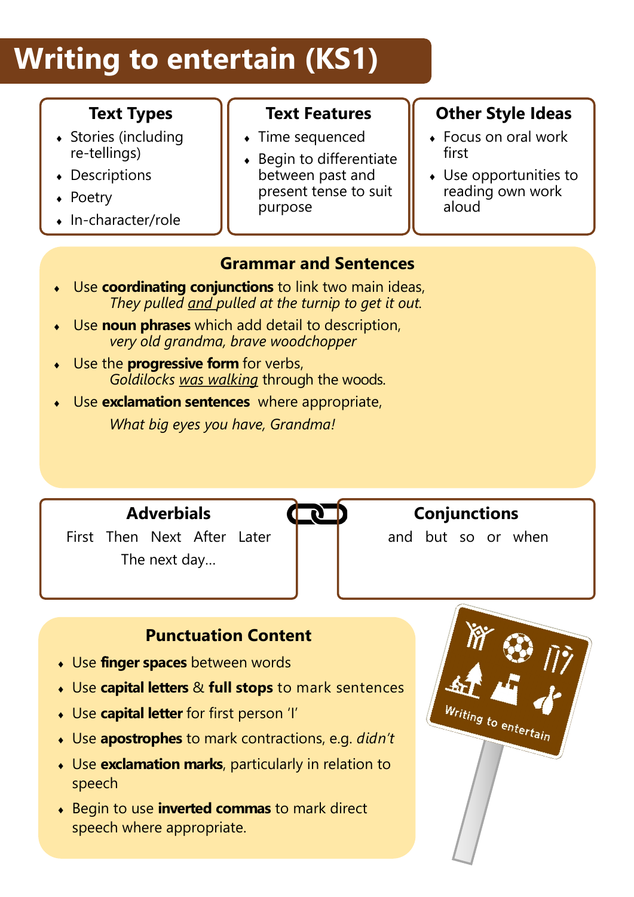# Writing to entertain (KS1)

### Text Types

- Stories (including re-tellings)
- Descriptions
- Poetry
- In-character/role

### Text Features

- Time sequenced
- Begin to differentiate between past and present tense to suit purpose

### Other Style Ideas

- Focus on oral work first
- Use opportunities to reading own work aloud

### Grammar and Sentences

- Use **coordinating conjunctions** to link two main ideas,
  *They pulled <u>and</u> pulled at the turnip to get it out.*
- Use **noun phrases** which add detail to description,
  *very old grandma, brave woodchopper*
- Use the **progressive form** for verbs,
  *Goldilocks <u>was walking</u>* through the woods.
- Use **exclamation sentences** where appropriate,
  *What big eyes you have, Grandma!*

### Adverbials

First Then Next After Later
The next day…

### Conjunctions

and but so or when

### Punctuation Content

- Use **finger spaces** between words
- Use **capital letters** & **full stops** to mark sentences
- Use **capital letter** for first person 'I'
- Use **apostrophes** to mark contractions, e.g. *didn't*
- Use **exclamation marks**, particularly in relation to speech
- Begin to use **inverted commas** to mark direct speech where appropriate.

Writing to entertain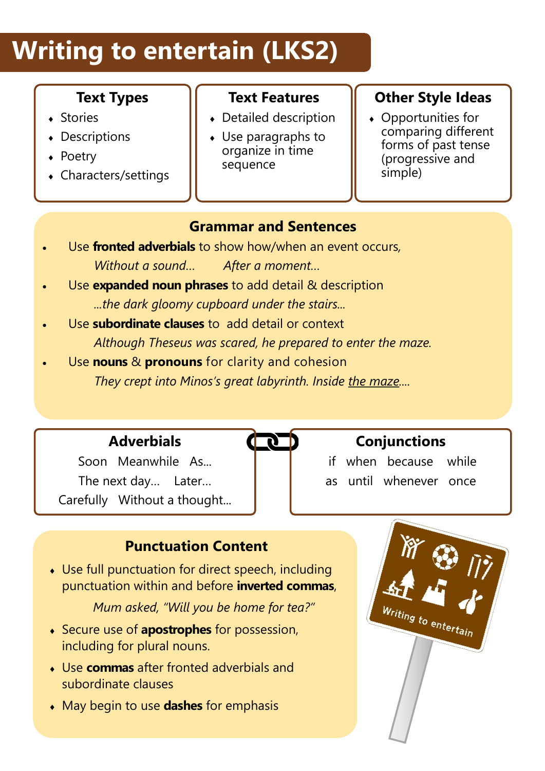# Writing to entertain (LKS2)

### Text Types

- Stories
- Descriptions
- Poetry
- Characters/settings

### Text Features

- Detailed description
- Use paragraphs to organize in time sequence

### Other Style Ideas

- Opportunities for comparing different forms of past tense (progressive and simple)

### Grammar and Sentences

- Use **fronted adverbials** to show how/when an event occurs,
  *Without a sound…* *After a moment…*
- Use **expanded noun phrases** to add detail & description
  *…the dark gloomy cupboard under the stairs…*
- Use **subordinate clauses** to add detail or context
  *Although Theseus was scared, he prepared to enter the maze.*
- Use **nouns** & **pronouns** for clarity and cohesion
  *They crept into Minos's great labyrinth. Inside <u>the maze</u>….*

### Adverbials

Soon Meanwhile As…
The next day… Later…
Carefully Without a thought…

### Conjunctions

if when because while
as until whenever once

### Punctuation Content

- Use full punctuation for direct speech, including punctuation within and before **inverted commas**,
  *Mum asked, "Will you be home for tea?"*
- Secure use of **apostrophes** for possession, including for plural nouns.
- Use **commas** after fronted adverbials and subordinate clauses
- May begin to use **dashes** for emphasis

Writing to entertain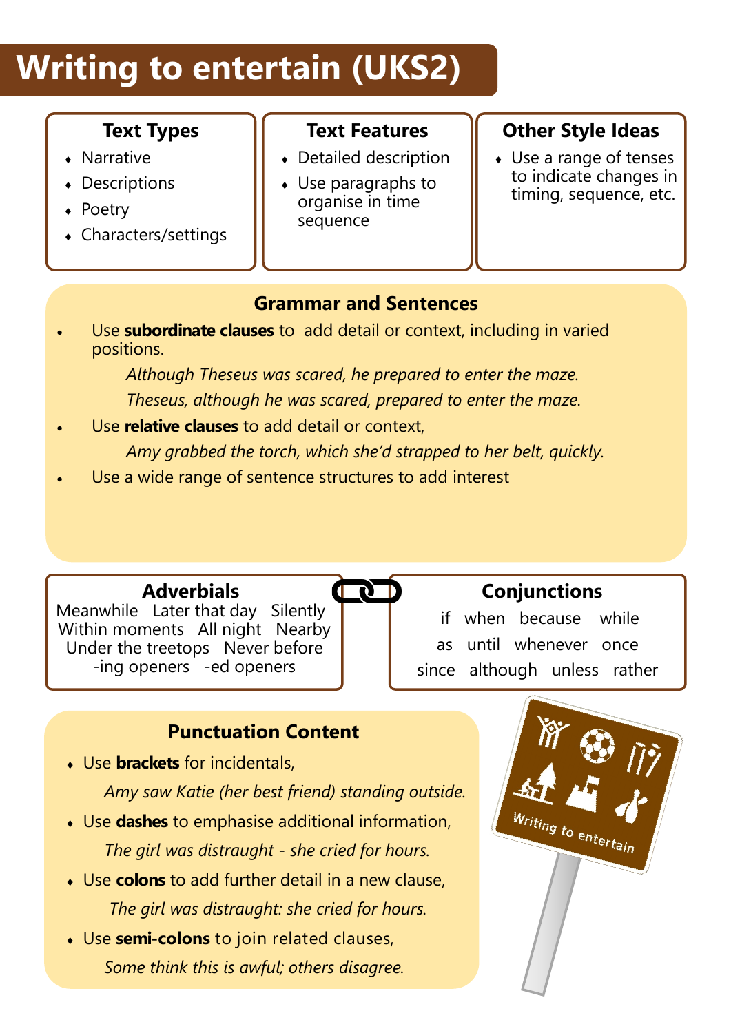# Writing to entertain (UKS2)

### Text Types

- Narrative
- Descriptions
- Poetry
- Characters/settings

### Text Features

- Detailed description
- Use paragraphs to organise in time sequence

### Other Style Ideas

- Use a range of tenses to indicate changes in timing, sequence, etc.

## Grammar and Sentences

- Use **subordinate clauses** to add detail or context, including in varied positions.

  *Although Theseus was scared, he prepared to enter the maze.*

  *Theseus, although he was scared, prepared to enter the maze.*

- Use **relative clauses** to add detail or context,

  *Amy grabbed the torch, which she'd strapped to her belt, quickly.*

- Use a wide range of sentence structures to add interest

### Adverbials

Meanwhile   Later that day   Silently
Within moments   All night   Nearby
Under the treetops   Never before
-ing openers   -ed openers

### Conjunctions

if   when   because   while
as   until   whenever   once
since   although   unless   rather

## Punctuation Content

- Use **brackets** for incidentals,

  *Amy saw Katie (her best friend) standing outside.*

- Use **dashes** to emphasise additional information,

  *The girl was distraught - she cried for hours.*

- Use **colons** to add further detail in a new clause,

  *The girl was distraught: she cried for hours.*

- Use **semi-colons** to join related clauses,

  *Some think this is awful; others disagree.*

Writing to entertain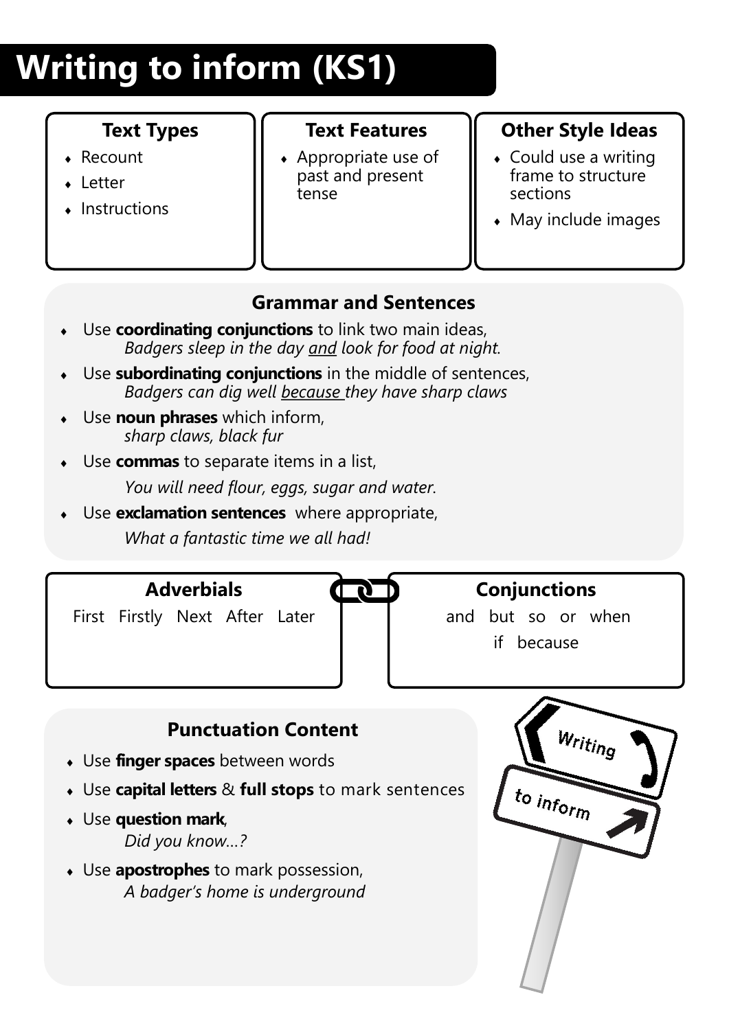# Writing to inform (KS1)

### Text Types

- Recount
- Letter
- Instructions

### Text Features

- Appropriate use of past and present tense

### Other Style Ideas

- Could use a writing frame to structure sections
- May include images

### Grammar and Sentences

- Use **coordinating conjunctions** to link two main ideas,
  *Badgers sleep in the day <u>and</u> look for food at night.*
- Use **subordinating conjunctions** in the middle of sentences,
  *Badgers can dig well <u>because</u> they have sharp claws*
- Use **noun phrases** which inform,
  *sharp claws, black fur*
- Use **commas** to separate items in a list,
  *You will need flour, eggs, sugar and water.*
- Use **exclamation sentences** where appropriate,
  *What a fantastic time we all had!*

### Adverbials

First Firstly Next After Later

### Conjunctions

and but so or when
if because

### Punctuation Content

- Use **finger spaces** between words
- Use **capital letters** & **full stops** to mark sentences
- Use **question mark**,
  *Did you know…?*
- Use **apostrophes** to mark possession,
  *A badger's home is underground*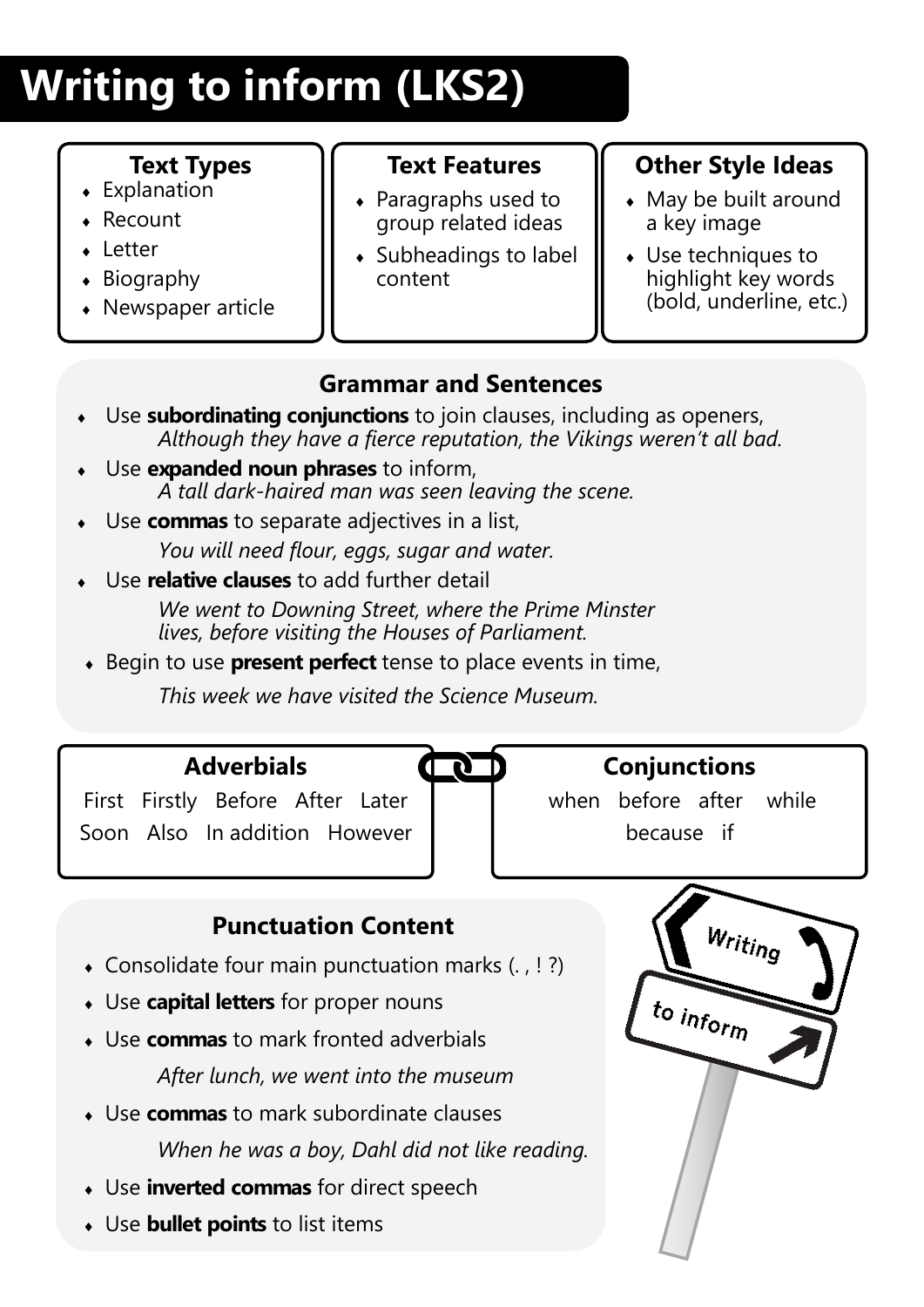# Writing to inform (LKS2)

### Text Types

- Explanation
- Recount
- Letter
- Biography
- Newspaper article

### Text Features

- Paragraphs used to group related ideas
- Subheadings to label content

### Other Style Ideas

- May be built around a key image
- Use techniques to highlight key words (bold, underline, etc.)

### Grammar and Sentences

- Use **subordinating conjunctions** to join clauses, including as openers,
  *Although they have a fierce reputation, the Vikings weren't all bad.*
- Use **expanded noun phrases** to inform,
  *A tall dark-haired man was seen leaving the scene.*
- Use **commas** to separate adjectives in a list,
  *You will need flour, eggs, sugar and water.*
- Use **relative clauses** to add further detail
  *We went to Downing Street, where the Prime Minster lives, before visiting the Houses of Parliament.*
- Begin to use **present perfect** tense to place events in time,
  *This week we have visited the Science Museum.*

### Adverbials

First Firstly Before After Later
Soon Also In addition However

### Conjunctions

when before after while
because if

### Punctuation Content

- Consolidate four main punctuation marks (. , ! ?)
- Use **capital letters** for proper nouns
- Use **commas** to mark fronted adverbials
  *After lunch, we went into the museum*
- Use **commas** to mark subordinate clauses
  *When he was a boy, Dahl did not like reading.*
- Use **inverted commas** for direct speech
- Use **bullet points** to list items

Writing to inform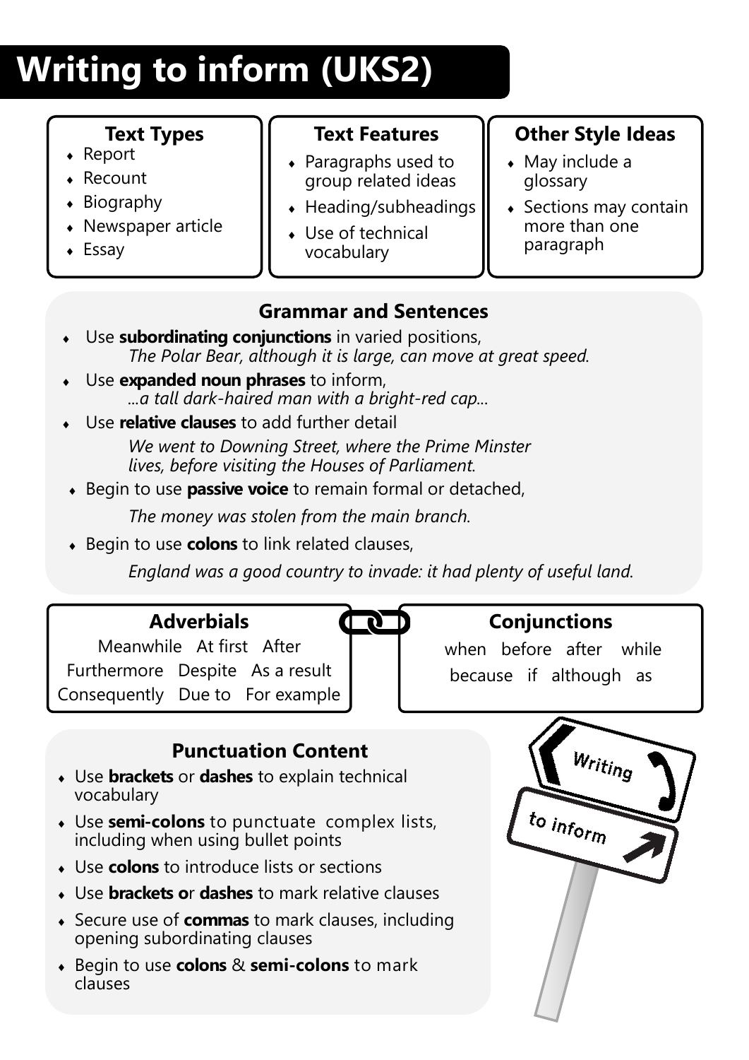# Writing to inform (UKS2)

### Text Types

- Report
- Recount
- Biography
- Newspaper article
- Essay

### Text Features

- Paragraphs used to group related ideas
- Heading/subheadings
- Use of technical vocabulary

### Other Style Ideas

- May include a glossary
- Sections may contain more than one paragraph

## Grammar and Sentences

- Use **subordinating conjunctions** in varied positions,
  *The Polar Bear, although it is large, can move at great speed.*
- Use **expanded noun phrases** to inform,
  *...a tall dark-haired man with a bright-red cap...*
- Use **relative clauses** to add further detail
  *We went to Downing Street, where the Prime Minster lives, before visiting the Houses of Parliament.*
- Begin to use **passive voice** to remain formal or detached,
  *The money was stolen from the main branch.*
- Begin to use **colons** to link related clauses,
  *England was a good country to invade: it had plenty of useful land.*

### Adverbials

Meanwhile At first After
Furthermore Despite As a result
Consequently Due to For example

### Conjunctions

when before after while
because if although as

## Punctuation Content

- Use **brackets** or **dashes** to explain technical vocabulary
- Use **semi-colons** to punctuate complex lists, including when using bullet points
- Use **colons** to introduce lists or sections
- Use **brackets or dashes** to mark relative clauses
- Secure use of **commas** to mark clauses, including opening subordinating clauses
- Begin to use **colons** & **semi-colons** to mark clauses

Writing to inform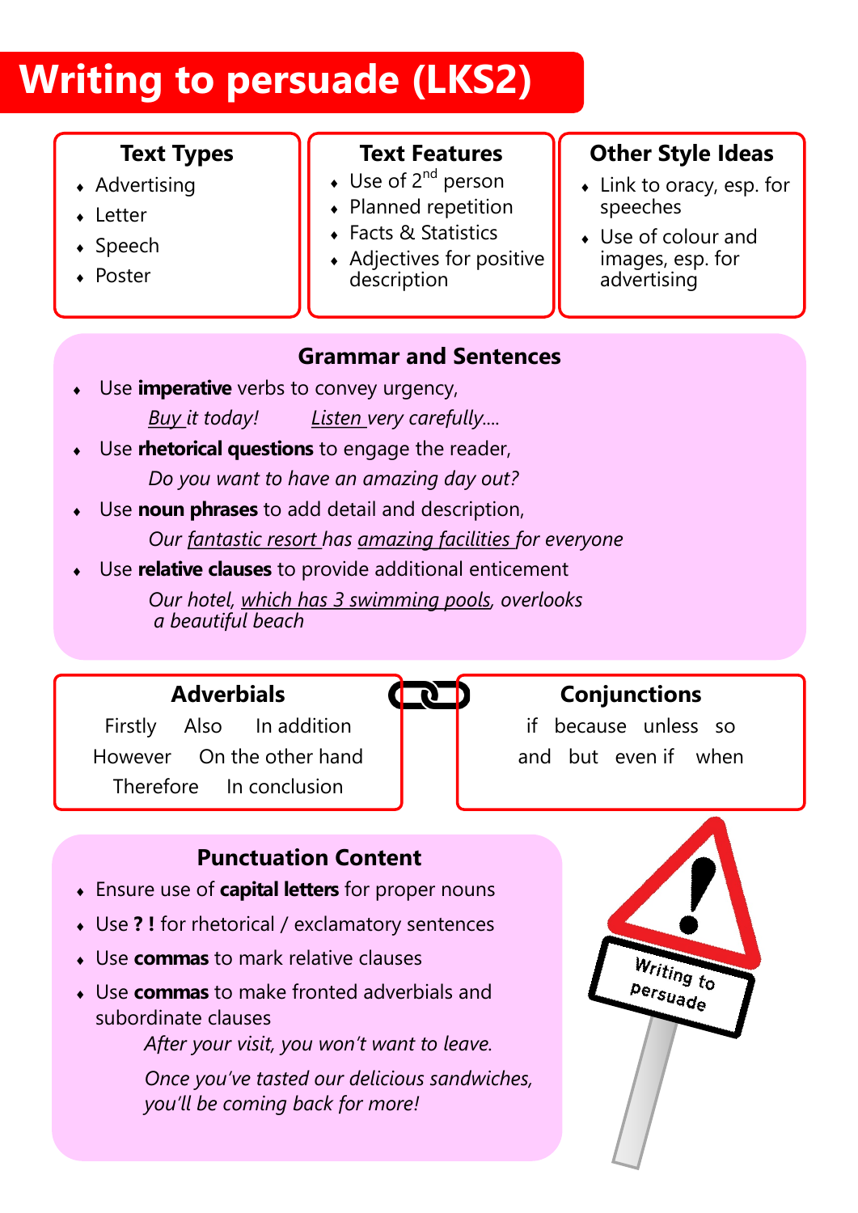# Writing to persuade (LKS2)

### Text Types

- Advertising
- Letter
- Speech
- Poster

### Text Features

- Use of 2nd person
- Planned repetition
- Facts & Statistics
- Adjectives for positive description

### Other Style Ideas

- Link to oracy, esp. for speeches
- Use of colour and images, esp. for advertising

### Grammar and Sentences

- Use **imperative** verbs to convey urgency,

  *Buy it today!* *Listen very carefully....*

- Use **rhetorical questions** to engage the reader,

  *Do you want to have an amazing day out?*

- Use **noun phrases** to add detail and description,

  *Our fantastic resort has amazing facilities for everyone*

- Use **relative clauses** to provide additional enticement

  *Our hotel, which has 3 swimming pools, overlooks a beautiful beach*

### Adverbials

Firstly Also In addition

However On the other hand

Therefore In conclusion

### Conjunctions

if because unless so

and but even if when

### Punctuation Content

- Ensure use of **capital letters** for proper nouns
- Use **? !** for rhetorical / exclamatory sentences
- Use **commas** to mark relative clauses
- Use **commas** to make fronted adverbials and subordinate clauses

  *After your visit, you won't want to leave.*

  *Once you've tasted our delicious sandwiches, you'll be coming back for more!*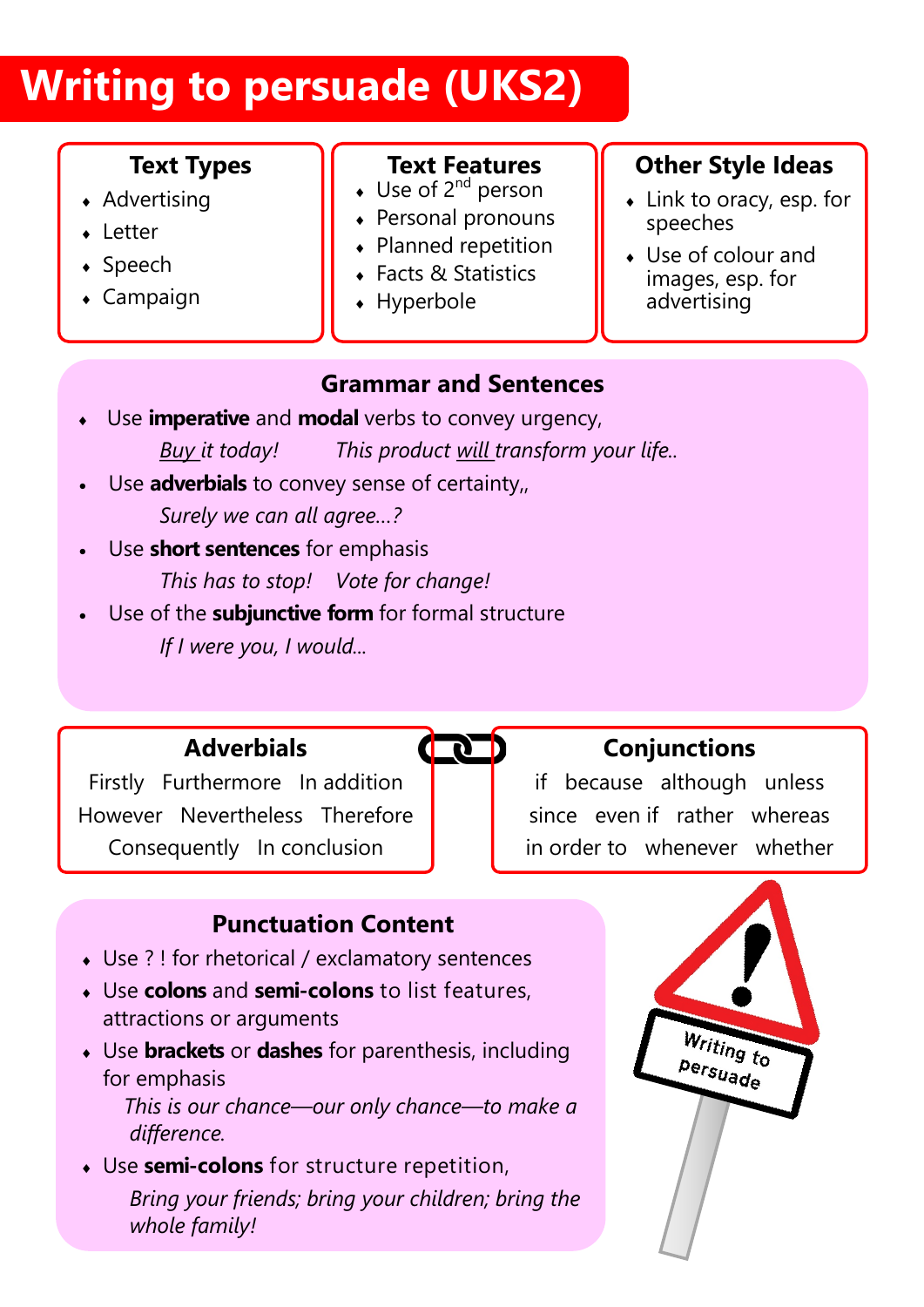# Writing to persuade (UKS2)

### Text Types

- Advertising
- Letter
- Speech
- Campaign

### Text Features

- Use of 2nd person
- Personal pronouns
- Planned repetition
- Facts & Statistics
- Hyperbole

### Other Style Ideas

- Link to oracy, esp. for speeches
- Use of colour and images, esp. for advertising

### Grammar and Sentences

- Use **imperative** and **modal** verbs to convey urgency,
  *Buy it today!* *This product will transform your life..*
- Use **adverbials** to convey sense of certainty,,
  *Surely we can all agree…?*
- Use **short sentences** for emphasis
  *This has to stop!* *Vote for change!*
- Use of the **subjunctive form** for formal structure
  *If I were you, I would…*

### Adverbials

Firstly Furthermore In addition
However Nevertheless Therefore
Consequently In conclusion

### Conjunctions

if because although unless
since even if rather whereas
in order to whenever whether

### Punctuation Content

- Use ? ! for rhetorical / exclamatory sentences
- Use **colons** and **semi-colons** to list features, attractions or arguments
- Use **brackets** or **dashes** for parenthesis, including for emphasis
  *This is our chance—our only chance—to make a difference.*
- Use **semi-colons** for structure repetition,
  *Bring your friends; bring your children; bring the whole family!*

Writing to persuade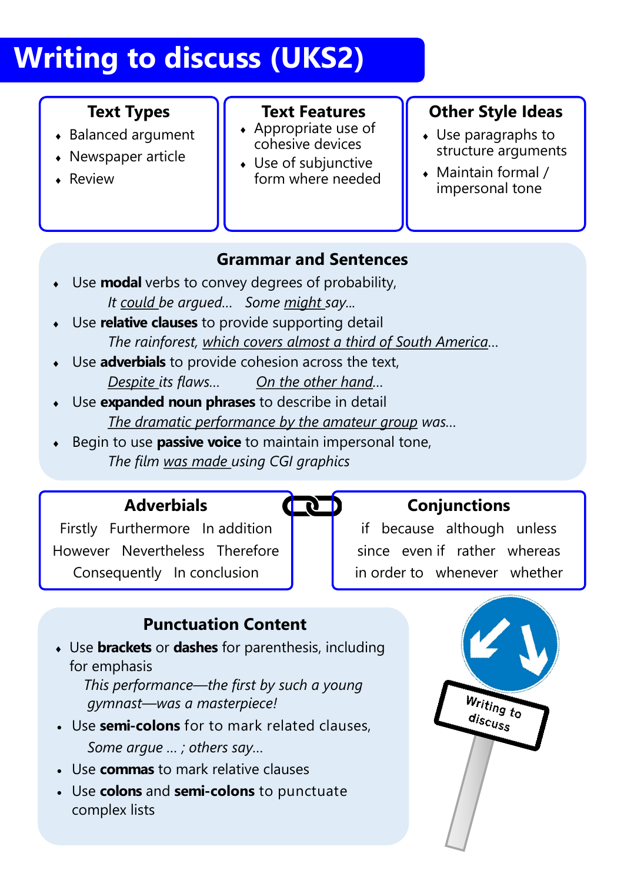# Writing to discuss (UKS2)

### Text Types

- Balanced argument
- Newspaper article
- Review

### Text Features

- Appropriate use of cohesive devices
- Use of subjunctive form where needed

### Other Style Ideas

- Use paragraphs to structure arguments
- Maintain formal / impersonal tone

### Grammar and Sentences

- Use **modal** verbs to convey degrees of probability,
  *It could be argued… Some might say…*
- Use **relative clauses** to provide supporting detail
  *The rainforest, which covers almost a third of South America…*
- Use **adverbials** to provide cohesion across the text,
  *Despite its flaws… On the other hand…*
- Use **expanded noun phrases** to describe in detail
  *The dramatic performance by the amateur group was…*
- Begin to use **passive voice** to maintain impersonal tone,
  *The film was made using CGI graphics*

### Adverbials

Firstly Furthermore In addition
However Nevertheless Therefore
Consequently In conclusion

### Conjunctions

if because although unless
since even if rather whereas
in order to whenever whether

### Punctuation Content

- Use **brackets** or **dashes** for parenthesis, including for emphasis
  *This performance—the first by such a young gymnast—was a masterpiece!*
- Use **semi-colons** for to mark related clauses,
  *Some argue … ; others say…*
- Use **commas** to mark relative clauses
- Use **colons** and **semi-colons** to punctuate complex lists

Writing to discuss